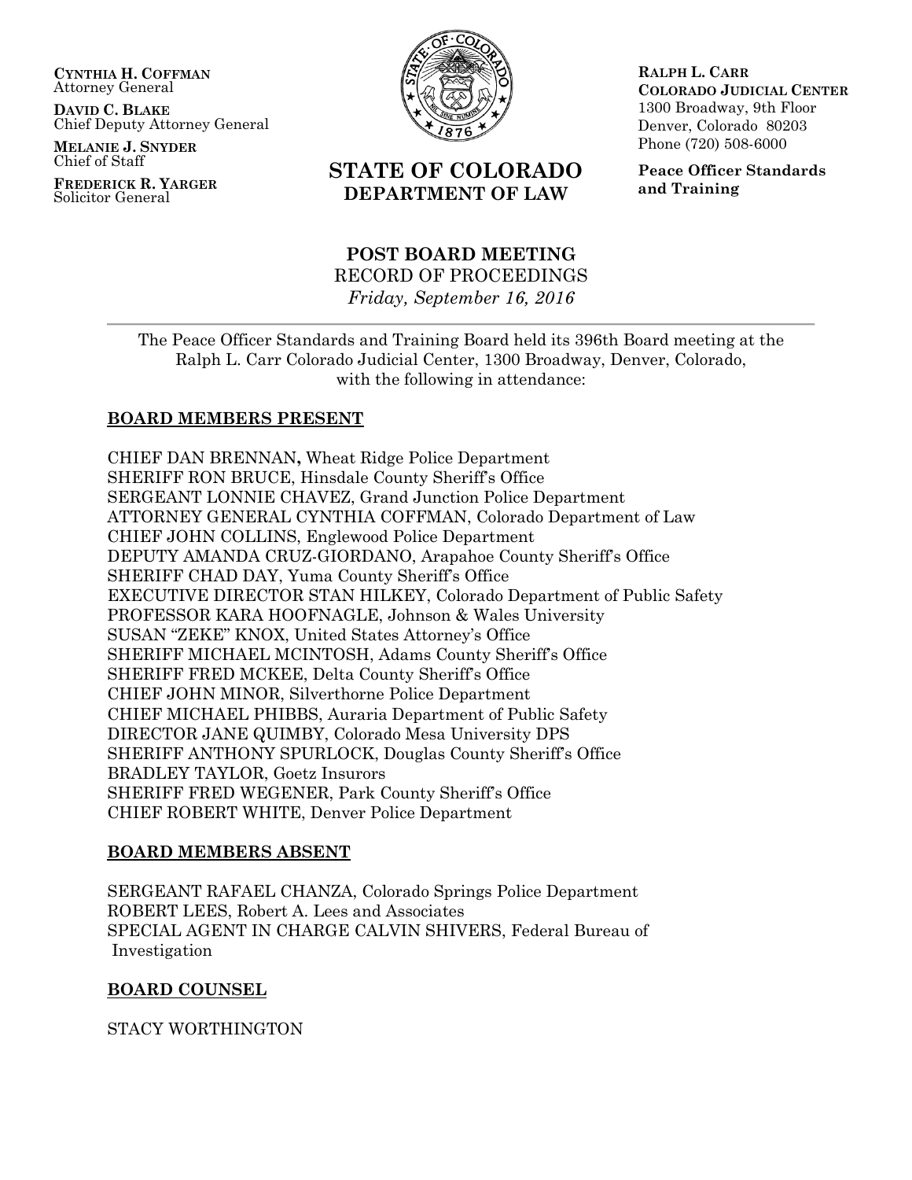**CYNTHIA H. COFFMAN**
Attorney General

**DAVID C. BLAKE**
Chief Deputy Attorney General

**MELANIE J. SNYDER**
Chief of Staff

**FREDERICK R. YARGER**
Solicitor General

# STATE OF COLORADO
## DEPARTMENT OF LAW

**RALPH L. CARR**
**COLORADO JUDICIAL CENTER**
1300 Broadway, 9th Floor
Denver, Colorado 80203
Phone (720) 508-6000

**Peace Officer Standards and Training**

## POST BOARD MEETING
RECORD OF PROCEEDINGS
*Friday, September 16, 2016*

---

The Peace Officer Standards and Training Board held its 396th Board meeting at the Ralph L. Carr Colorado Judicial Center, 1300 Broadway, Denver, Colorado, with the following in attendance:

### BOARD MEMBERS PRESENT

CHIEF DAN BRENNAN**,** Wheat Ridge Police Department
SHERIFF RON BRUCE, Hinsdale County Sheriff's Office
SERGEANT LONNIE CHAVEZ, Grand Junction Police Department
ATTORNEY GENERAL CYNTHIA COFFMAN, Colorado Department of Law
CHIEF JOHN COLLINS, Englewood Police Department
DEPUTY AMANDA CRUZ-GIORDANO, Arapahoe County Sheriff's Office
SHERIFF CHAD DAY, Yuma County Sheriff's Office
EXECUTIVE DIRECTOR STAN HILKEY, Colorado Department of Public Safety
PROFESSOR KARA HOOFNAGLE, Johnson & Wales University
SUSAN "ZEKE" KNOX, United States Attorney's Office
SHERIFF MICHAEL MCINTOSH, Adams County Sheriff's Office
SHERIFF FRED MCKEE, Delta County Sheriff's Office
CHIEF JOHN MINOR, Silverthorne Police Department
CHIEF MICHAEL PHIBBS, Auraria Department of Public Safety
DIRECTOR JANE QUIMBY, Colorado Mesa University DPS
SHERIFF ANTHONY SPURLOCK, Douglas County Sheriff's Office
BRADLEY TAYLOR, Goetz Insurors
SHERIFF FRED WEGENER, Park County Sheriff's Office
CHIEF ROBERT WHITE, Denver Police Department

### BOARD MEMBERS ABSENT

SERGEANT RAFAEL CHANZA, Colorado Springs Police Department
ROBERT LEES, Robert A. Lees and Associates
SPECIAL AGENT IN CHARGE CALVIN SHIVERS, Federal Bureau of Investigation

### BOARD COUNSEL

STACY WORTHINGTON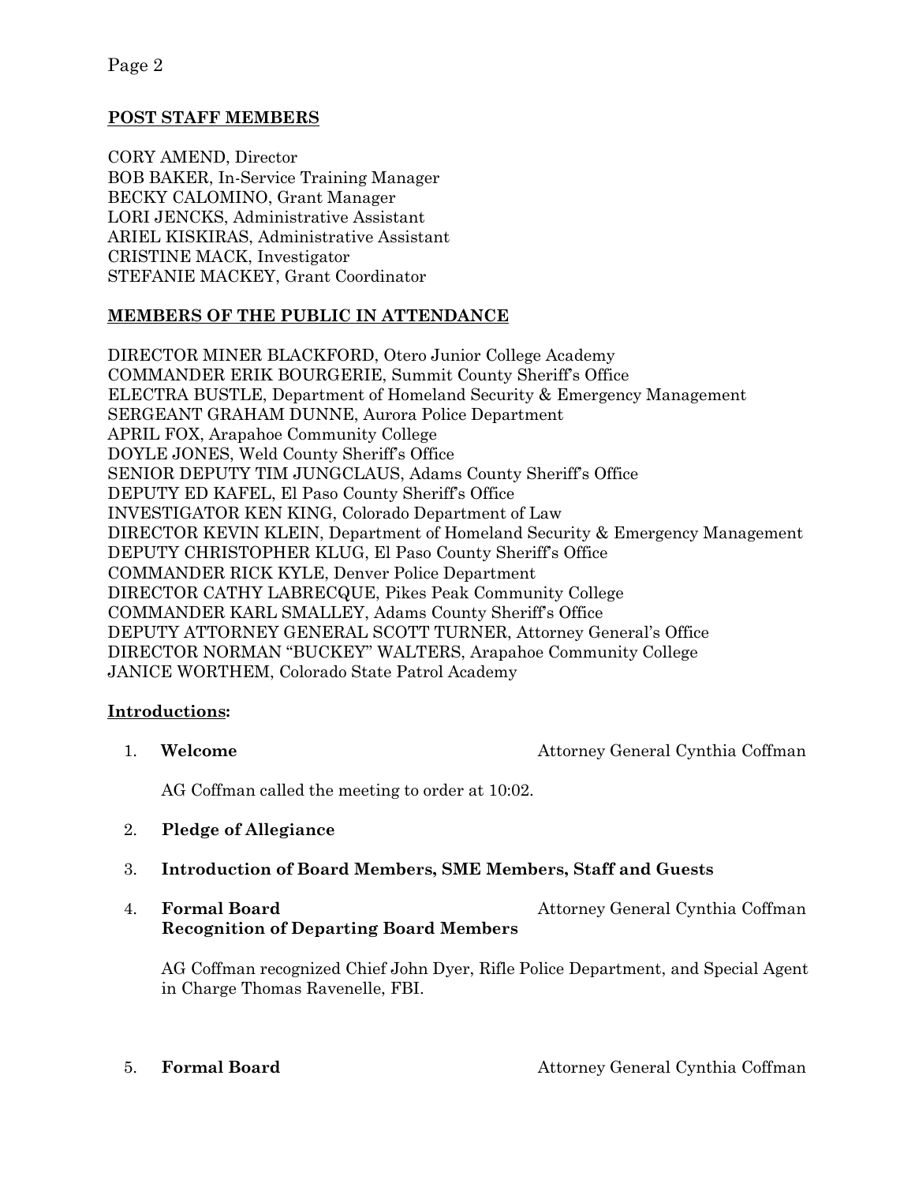## POST STAFF MEMBERS

CORY AMEND, Director
BOB BAKER, In-Service Training Manager
BECKY CALOMINO, Grant Manager
LORI JENCKS, Administrative Assistant
ARIEL KISKIRAS, Administrative Assistant
CRISTINE MACK, Investigator
STEFANIE MACKEY, Grant Coordinator

## MEMBERS OF THE PUBLIC IN ATTENDANCE

DIRECTOR MINER BLACKFORD, Otero Junior College Academy
COMMANDER ERIK BOURGERIE, Summit County Sheriff's Office
ELECTRA BUSTLE, Department of Homeland Security & Emergency Management
SERGEANT GRAHAM DUNNE, Aurora Police Department
APRIL FOX, Arapahoe Community College
DOYLE JONES, Weld County Sheriff's Office
SENIOR DEPUTY TIM JUNGCLAUS, Adams County Sheriff's Office
DEPUTY ED KAFEL, El Paso County Sheriff's Office
INVESTIGATOR KEN KING, Colorado Department of Law
DIRECTOR KEVIN KLEIN, Department of Homeland Security & Emergency Management
DEPUTY CHRISTOPHER KLUG, El Paso County Sheriff's Office
COMMANDER RICK KYLE, Denver Police Department
DIRECTOR CATHY LABRECQUE, Pikes Peak Community College
COMMANDER KARL SMALLEY, Adams County Sheriff's Office
DEPUTY ATTORNEY GENERAL SCOTT TURNER, Attorney General's Office
DIRECTOR NORMAN "BUCKEY" WALTERS, Arapahoe Community College
JANICE WORTHEM, Colorado State Patrol Academy

## Introductions:

1. **Welcome** — Attorney General Cynthia Coffman

   AG Coffman called the meeting to order at 10:02.

2. **Pledge of Allegiance**

3. **Introduction of Board Members, SME Members, Staff and Guests**

4. **Formal Board Recognition of Departing Board Members** — Attorney General Cynthia Coffman

   AG Coffman recognized Chief John Dyer, Rifle Police Department, and Special Agent in Charge Thomas Ravenelle, FBI.

5. **Formal Board** — Attorney General Cynthia Coffman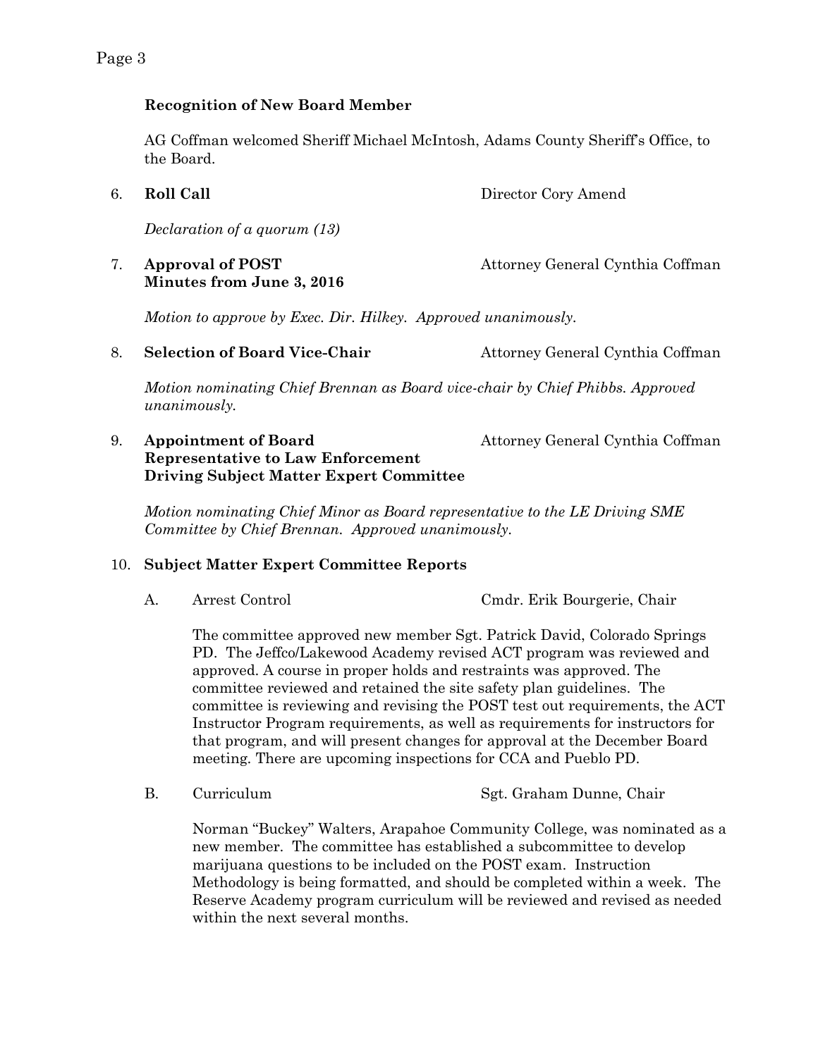**Recognition of New Board Member**

AG Coffman welcomed Sheriff Michael McIntosh, Adams County Sheriff's Office, to the Board.

6. **Roll Call** — Director Cory Amend

   *Declaration of a quorum (13)*

7. **Approval of POST Minutes from June 3, 2016** — Attorney General Cynthia Coffman

   *Motion to approve by Exec. Dir. Hilkey. Approved unanimously.*

8. **Selection of Board Vice-Chair** — Attorney General Cynthia Coffman

   *Motion nominating Chief Brennan as Board vice-chair by Chief Phibbs. Approved unanimously.*

9. **Appointment of Board Representative to Law Enforcement Driving Subject Matter Expert Committee** — Attorney General Cynthia Coffman

   *Motion nominating Chief Minor as Board representative to the LE Driving SME Committee by Chief Brennan. Approved unanimously.*

10. **Subject Matter Expert Committee Reports**

    A. Arrest Control — Cmdr. Erik Bourgerie, Chair

    The committee approved new member Sgt. Patrick David, Colorado Springs PD. The Jeffco/Lakewood Academy revised ACT program was reviewed and approved. A course in proper holds and restraints was approved. The committee reviewed and retained the site safety plan guidelines. The committee is reviewing and revising the POST test out requirements, the ACT Instructor Program requirements, as well as requirements for instructors for that program, and will present changes for approval at the December Board meeting. There are upcoming inspections for CCA and Pueblo PD.

    B. Curriculum — Sgt. Graham Dunne, Chair

    Norman "Buckey" Walters, Arapahoe Community College, was nominated as a new member. The committee has established a subcommittee to develop marijuana questions to be included on the POST exam. Instruction Methodology is being formatted, and should be completed within a week. The Reserve Academy program curriculum will be reviewed and revised as needed within the next several months.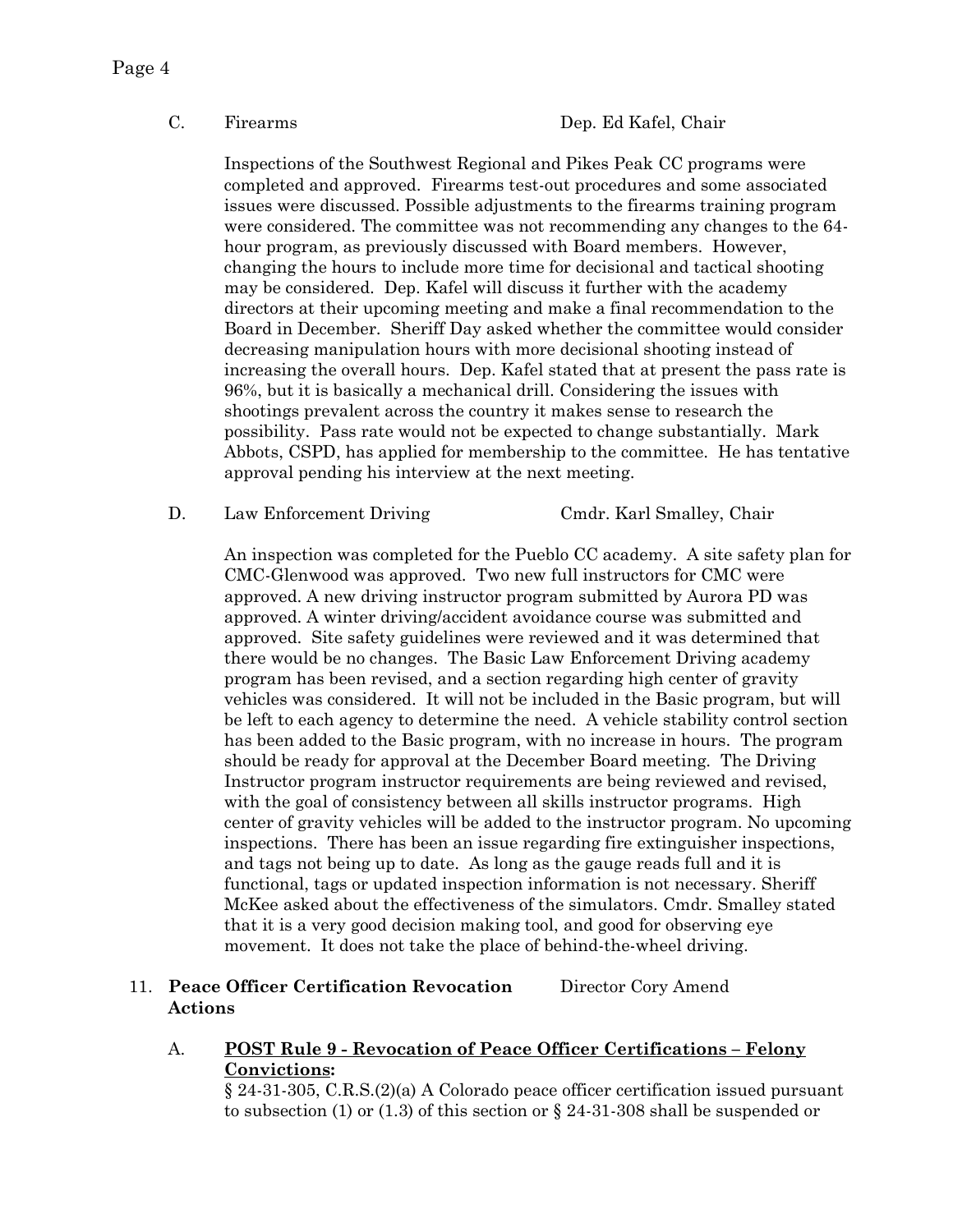C. Firearms — Dep. Ed Kafel, Chair

Inspections of the Southwest Regional and Pikes Peak CC programs were completed and approved. Firearms test-out procedures and some associated issues were discussed. Possible adjustments to the firearms training program were considered. The committee was not recommending any changes to the 64-hour program, as previously discussed with Board members. However, changing the hours to include more time for decisional and tactical shooting may be considered. Dep. Kafel will discuss it further with the academy directors at their upcoming meeting and make a final recommendation to the Board in December. Sheriff Day asked whether the committee would consider decreasing manipulation hours with more decisional shooting instead of increasing the overall hours. Dep. Kafel stated that at present the pass rate is 96%, but it is basically a mechanical drill. Considering the issues with shootings prevalent across the country it makes sense to research the possibility. Pass rate would not be expected to change substantially. Mark Abbots, CSPD, has applied for membership to the committee. He has tentative approval pending his interview at the next meeting.

D. Law Enforcement Driving — Cmdr. Karl Smalley, Chair

An inspection was completed for the Pueblo CC academy. A site safety plan for CMC-Glenwood was approved. Two new full instructors for CMC were approved. A new driving instructor program submitted by Aurora PD was approved. A winter driving/accident avoidance course was submitted and approved. Site safety guidelines were reviewed and it was determined that there would be no changes. The Basic Law Enforcement Driving academy program has been revised, and a section regarding high center of gravity vehicles was considered. It will not be included in the Basic program, but will be left to each agency to determine the need. A vehicle stability control section has been added to the Basic program, with no increase in hours. The program should be ready for approval at the December Board meeting. The Driving Instructor program instructor requirements are being reviewed and revised, with the goal of consistency between all skills instructor programs. High center of gravity vehicles will be added to the instructor program. No upcoming inspections. There has been an issue regarding fire extinguisher inspections, and tags not being up to date. As long as the gauge reads full and it is functional, tags or updated inspection information is not necessary. Sheriff McKee asked about the effectiveness of the simulators. Cmdr. Smalley stated that it is a very good decision making tool, and good for observing eye movement. It does not take the place of behind-the-wheel driving.

11. **Peace Officer Certification Revocation Actions** — Director Cory Amend

A. **<u>POST Rule 9 - Revocation of Peace Officer Certifications – Felony Convictions</u>:**

§ 24-31-305, C.R.S.(2)(a) A Colorado peace officer certification issued pursuant to subsection (1) or (1.3) of this section or § 24-31-308 shall be suspended or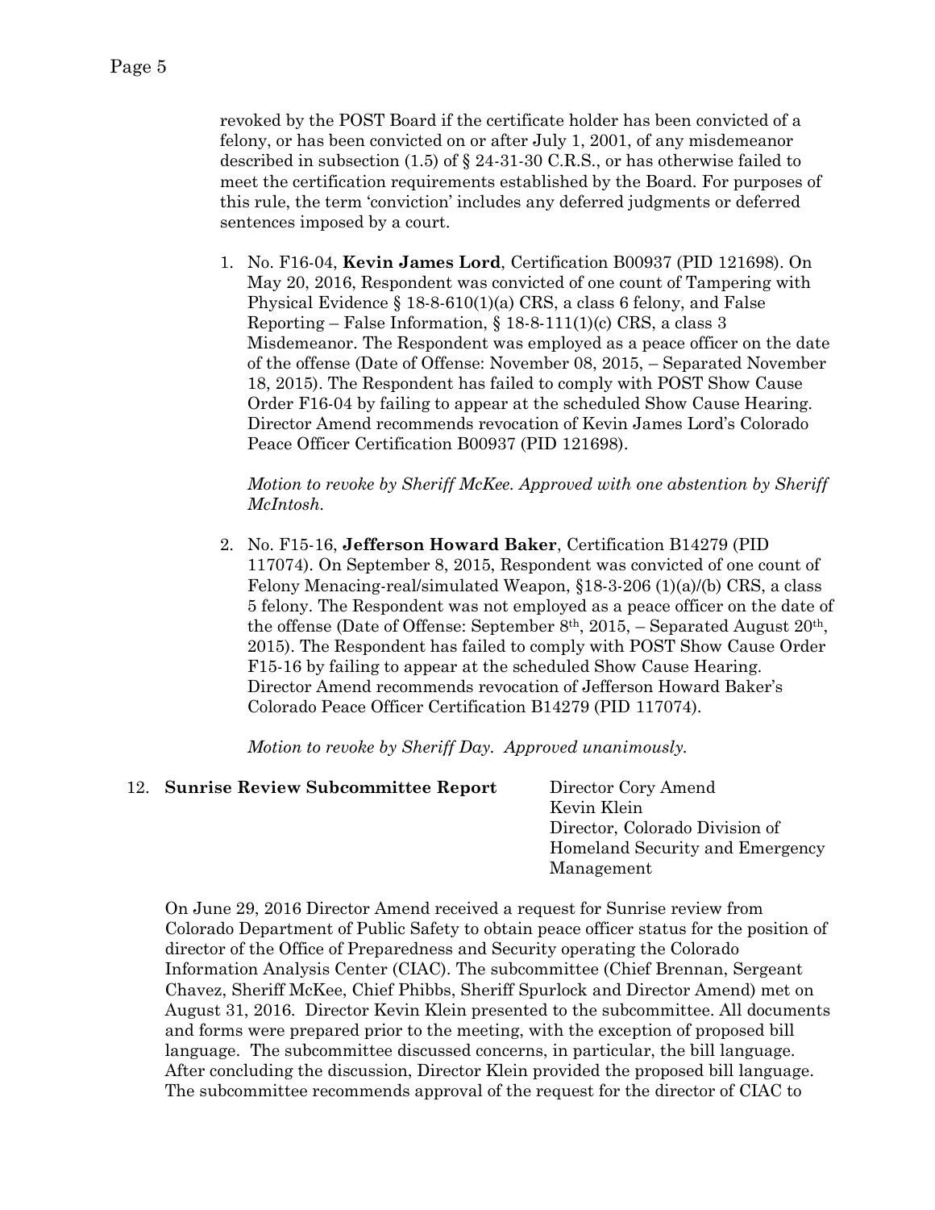revoked by the POST Board if the certificate holder has been convicted of a felony, or has been convicted on or after July 1, 2001, of any misdemeanor described in subsection (1.5) of § 24-31-30 C.R.S., or has otherwise failed to meet the certification requirements established by the Board. For purposes of this rule, the term 'conviction' includes any deferred judgments or deferred sentences imposed by a court.

1. No. F16-04, **Kevin James Lord**, Certification B00937 (PID 121698). On May 20, 2016, Respondent was convicted of one count of Tampering with Physical Evidence § 18-8-610(1)(a) CRS, a class 6 felony, and False Reporting – False Information, § 18-8-111(1)(c) CRS, a class 3 Misdemeanor. The Respondent was employed as a peace officer on the date of the offense (Date of Offense: November 08, 2015, – Separated November 18, 2015). The Respondent has failed to comply with POST Show Cause Order F16-04 by failing to appear at the scheduled Show Cause Hearing. Director Amend recommends revocation of Kevin James Lord's Colorado Peace Officer Certification B00937 (PID 121698).

   *Motion to revoke by Sheriff McKee. Approved with one abstention by Sheriff McIntosh.*

2. No. F15-16, **Jefferson Howard Baker**, Certification B14279 (PID 117074). On September 8, 2015, Respondent was convicted of one count of Felony Menacing-real/simulated Weapon, §18-3-206 (1)(a)/(b) CRS, a class 5 felony. The Respondent was not employed as a peace officer on the date of the offense (Date of Offense: September 8th, 2015, – Separated August 20th, 2015). The Respondent has failed to comply with POST Show Cause Order F15-16 by failing to appear at the scheduled Show Cause Hearing. Director Amend recommends revocation of Jefferson Howard Baker's Colorado Peace Officer Certification B14279 (PID 117074).

   *Motion to revoke by Sheriff Day. Approved unanimously.*

12. **Sunrise Review Subcommittee Report** — Director Cory Amend; Kevin Klein, Director, Colorado Division of Homeland Security and Emergency Management

On June 29, 2016 Director Amend received a request for Sunrise review from Colorado Department of Public Safety to obtain peace officer status for the position of director of the Office of Preparedness and Security operating the Colorado Information Analysis Center (CIAC). The subcommittee (Chief Brennan, Sergeant Chavez, Sheriff McKee, Chief Phibbs, Sheriff Spurlock and Director Amend) met on August 31, 2016. Director Kevin Klein presented to the subcommittee. All documents and forms were prepared prior to the meeting, with the exception of proposed bill language. The subcommittee discussed concerns, in particular, the bill language. After concluding the discussion, Director Klein provided the proposed bill language. The subcommittee recommends approval of the request for the director of CIAC to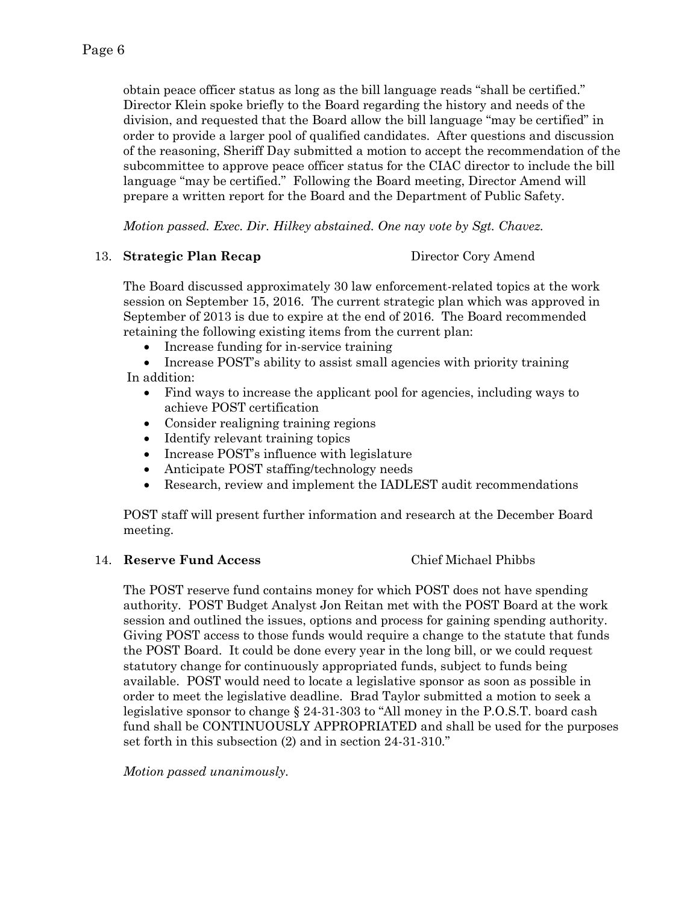obtain peace officer status as long as the bill language reads "shall be certified." Director Klein spoke briefly to the Board regarding the history and needs of the division, and requested that the Board allow the bill language "may be certified" in order to provide a larger pool of qualified candidates. After questions and discussion of the reasoning, Sheriff Day submitted a motion to accept the recommendation of the subcommittee to approve peace officer status for the CIAC director to include the bill language "may be certified." Following the Board meeting, Director Amend will prepare a written report for the Board and the Department of Public Safety.

*Motion passed. Exec. Dir. Hilkey abstained. One nay vote by Sgt. Chavez.*

13. **Strategic Plan Recap** — Director Cory Amend

The Board discussed approximately 30 law enforcement-related topics at the work session on September 15, 2016. The current strategic plan which was approved in September of 2013 is due to expire at the end of 2016. The Board recommended retaining the following existing items from the current plan:

- Increase funding for in-service training
- Increase POST's ability to assist small agencies with priority training

In addition:

- Find ways to increase the applicant pool for agencies, including ways to achieve POST certification
- Consider realigning training regions
- Identify relevant training topics
- Increase POST's influence with legislature
- Anticipate POST staffing/technology needs
- Research, review and implement the IADLEST audit recommendations

POST staff will present further information and research at the December Board meeting.

14. **Reserve Fund Access** — Chief Michael Phibbs

The POST reserve fund contains money for which POST does not have spending authority. POST Budget Analyst Jon Reitan met with the POST Board at the work session and outlined the issues, options and process for gaining spending authority. Giving POST access to those funds would require a change to the statute that funds the POST Board. It could be done every year in the long bill, or we could request statutory change for continuously appropriated funds, subject to funds being available. POST would need to locate a legislative sponsor as soon as possible in order to meet the legislative deadline. Brad Taylor submitted a motion to seek a legislative sponsor to change § 24-31-303 to "All money in the P.O.S.T. board cash fund shall be CONTINUOUSLY APPROPRIATED and shall be used for the purposes set forth in this subsection (2) and in section 24-31-310."

*Motion passed unanimously.*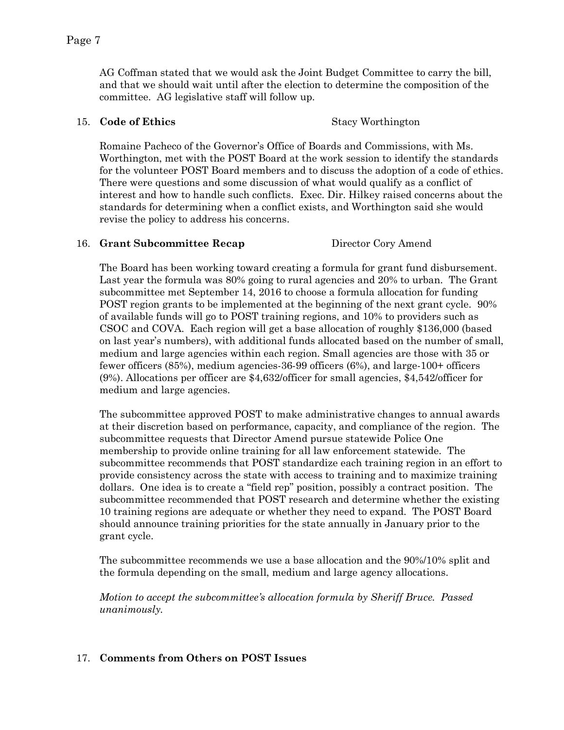AG Coffman stated that we would ask the Joint Budget Committee to carry the bill, and that we should wait until after the election to determine the composition of the committee. AG legislative staff will follow up.

15. **Code of Ethics** Stacy Worthington

Romaine Pacheco of the Governor's Office of Boards and Commissions, with Ms. Worthington, met with the POST Board at the work session to identify the standards for the volunteer POST Board members and to discuss the adoption of a code of ethics. There were questions and some discussion of what would qualify as a conflict of interest and how to handle such conflicts. Exec. Dir. Hilkey raised concerns about the standards for determining when a conflict exists, and Worthington said she would revise the policy to address his concerns.

16. **Grant Subcommittee Recap** Director Cory Amend

The Board has been working toward creating a formula for grant fund disbursement. Last year the formula was 80% going to rural agencies and 20% to urban. The Grant subcommittee met September 14, 2016 to choose a formula allocation for funding POST region grants to be implemented at the beginning of the next grant cycle. 90% of available funds will go to POST training regions, and 10% to providers such as CSOC and COVA. Each region will get a base allocation of roughly $136,000 (based on last year's numbers), with additional funds allocated based on the number of small, medium and large agencies within each region. Small agencies are those with 35 or fewer officers (85%), medium agencies-36-99 officers (6%), and large-100+ officers (9%). Allocations per officer are $4,632/officer for small agencies, $4,542/officer for medium and large agencies.

The subcommittee approved POST to make administrative changes to annual awards at their discretion based on performance, capacity, and compliance of the region. The subcommittee requests that Director Amend pursue statewide Police One membership to provide online training for all law enforcement statewide. The subcommittee recommends that POST standardize each training region in an effort to provide consistency across the state with access to training and to maximize training dollars. One idea is to create a "field rep" position, possibly a contract position. The subcommittee recommended that POST research and determine whether the existing 10 training regions are adequate or whether they need to expand. The POST Board should announce training priorities for the state annually in January prior to the grant cycle.

The subcommittee recommends we use a base allocation and the 90%/10% split and the formula depending on the small, medium and large agency allocations.

*Motion to accept the subcommittee's allocation formula by Sheriff Bruce. Passed unanimously.*

17. **Comments from Others on POST Issues**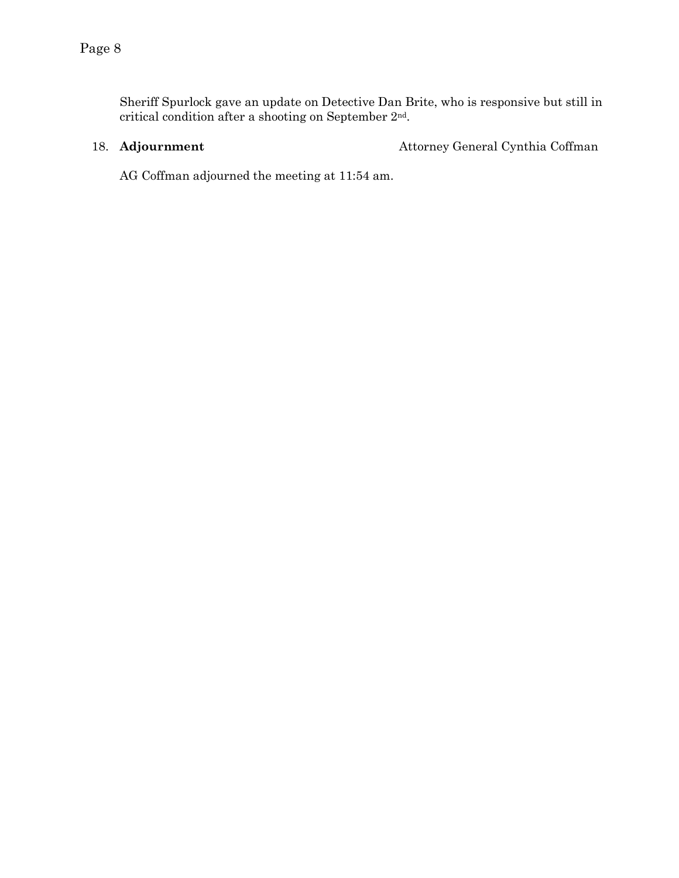Sheriff Spurlock gave an update on Detective Dan Brite, who is responsive but still in critical condition after a shooting on September 2nd.

18. **Adjournment** Attorney General Cynthia Coffman

AG Coffman adjourned the meeting at 11:54 am.